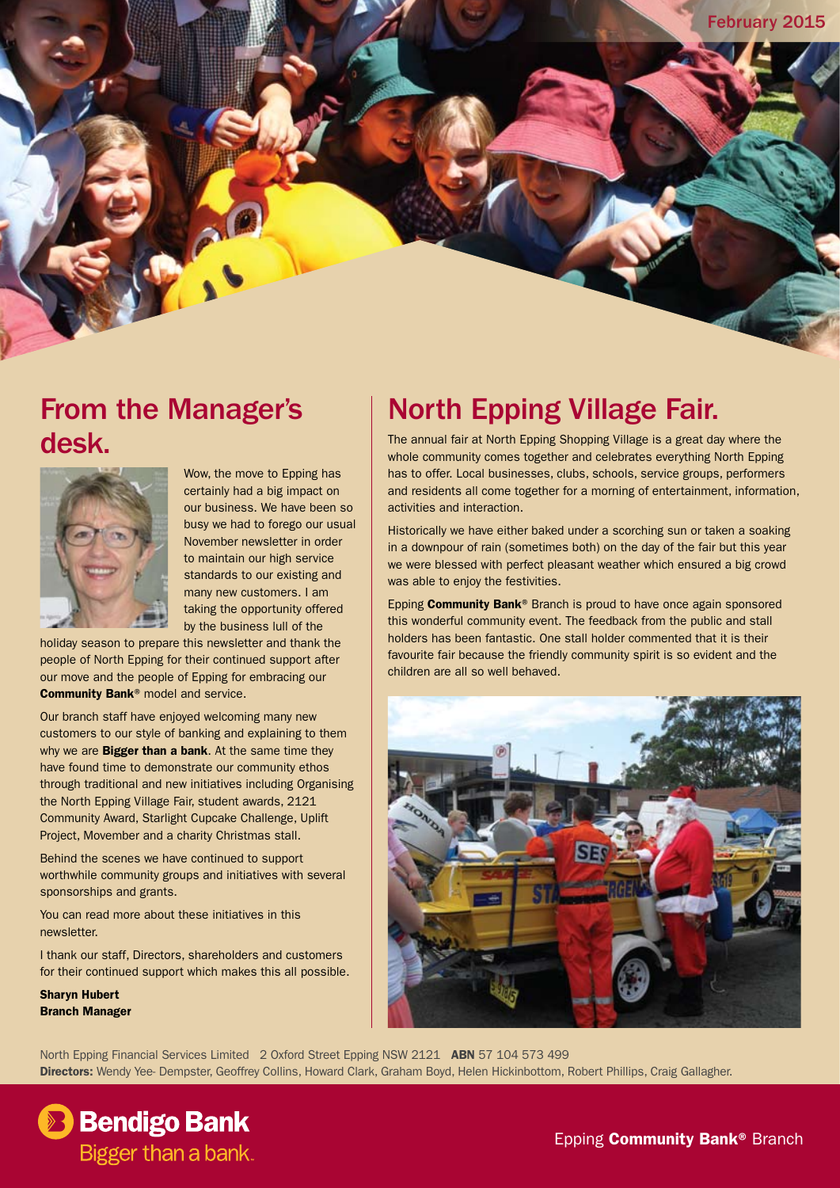February 2015

## From the Manager's desk.

Wow, the move to Epping has certainly had a big impact on our business. We have been so busy we had to forego our usual November newsletter in order to maintain our high service standards to our existing and many new customers. I am taking the opportunity offered by the business lull of the holiday season to prepare this newsletter and thank the people of North Epping for their continued support after our move and the people of Epping for embracing our **Community Bank**® model and service.

Our branch staff have enjoyed welcoming many new customers to our style of banking and explaining to them why we are **Bigger than a bank**. At the same time they have found time to demonstrate our community ethos through traditional and new initiatives including Organising the North Epping Village Fair, student awards, 2121 Community Award, Starlight Cupcake Challenge, Uplift Project, Movember and a charity Christmas stall.

Behind the scenes we have continued to support worthwhile community groups and initiatives with several sponsorships and grants.

You can read more about these initiatives in this newsletter.

I thank our staff, Directors, shareholders and customers for their continued support which makes this all possible.

**Sharyn Hubert**
**Branch Manager**

## North Epping Village Fair.

The annual fair at North Epping Shopping Village is a great day where the whole community comes together and celebrates everything North Epping has to offer. Local businesses, clubs, schools, service groups, performers and residents all come together for a morning of entertainment, information, activities and interaction.

Historically we have either baked under a scorching sun or taken a soaking in a downpour of rain (sometimes both) on the day of the fair but this year we were blessed with perfect pleasant weather which ensured a big crowd was able to enjoy the festivities.

Epping **Community Bank**® Branch is proud to have once again sponsored this wonderful community event. The feedback from the public and stall holders has been fantastic. One stall holder commented that it is their favourite fair because the friendly community spirit is so evident and the children are all so well behaved.

North Epping Financial Services Limited 2 Oxford Street Epping NSW 2121 **ABN** 57 104 573 499
**Directors:** Wendy Yee- Dempster, Geoffrey Collins, Howard Clark, Graham Boyd, Helen Hickinbottom, Robert Phillips, Craig Gallagher.

Bendigo Bank
Bigger than a bank.

Epping **Community Bank**® Branch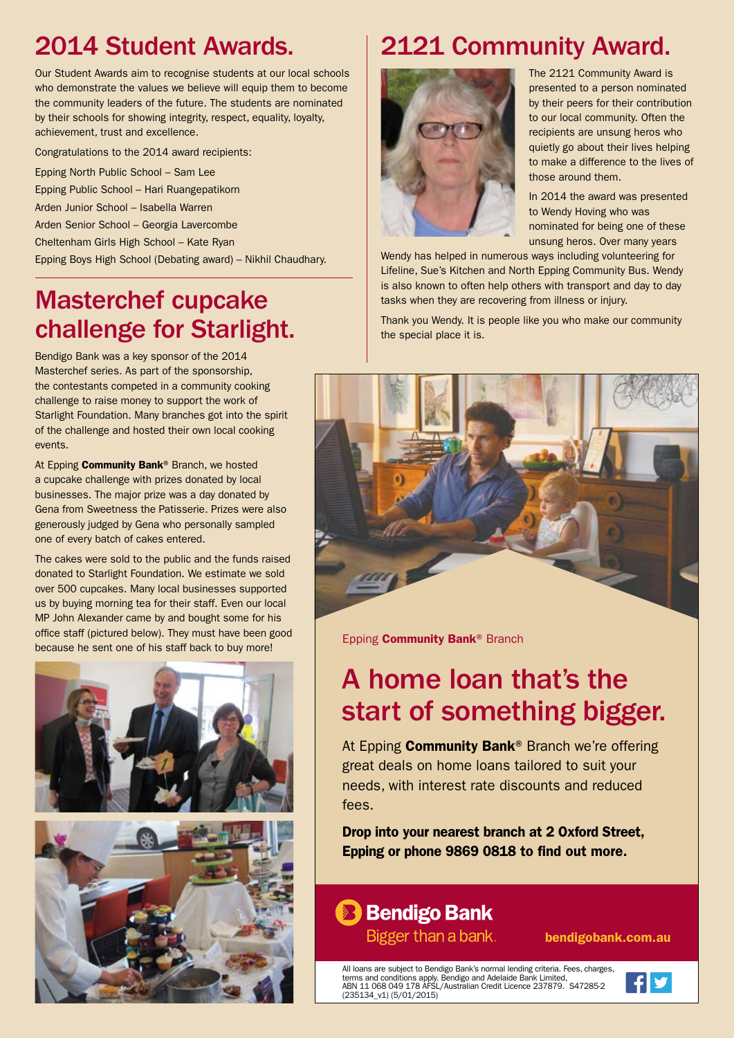## 2014 Student Awards.

Our Student Awards aim to recognise students at our local schools who demonstrate the values we believe will equip them to become the community leaders of the future. The students are nominated by their schools for showing integrity, respect, equality, loyalty, achievement, trust and excellence.

Congratulations to the 2014 award recipients:

Epping North Public School – Sam Lee

Epping Public School – Hari Ruangepatikorn

Arden Junior School – Isabella Warren

Arden Senior School – Georgia Lavercombe

Cheltenham Girls High School – Kate Ryan

Epping Boys High School (Debating award) – Nikhil Chaudhary.

## Masterchef cupcake challenge for Starlight.

Bendigo Bank was a key sponsor of the 2014 Masterchef series. As part of the sponsorship, the contestants competed in a community cooking challenge to raise money to support the work of Starlight Foundation. Many branches got into the spirit of the challenge and hosted their own local cooking events.

At Epping **Community Bank**® Branch, we hosted a cupcake challenge with prizes donated by local businesses. The major prize was a day donated by Gena from Sweetness the Patisserie. Prizes were also generously judged by Gena who personally sampled one of every batch of cakes entered.

The cakes were sold to the public and the funds raised donated to Starlight Foundation. We estimate we sold over 500 cupcakes. Many local businesses supported us by buying morning tea for their staff. Even our local MP John Alexander came by and bought some for his office staff (pictured below). They must have been good because he sent one of his staff back to buy more!

## 2121 Community Award.

The 2121 Community Award is presented to a person nominated by their peers for their contribution to our local community. Often the recipients are unsung heros who quietly go about their lives helping to make a difference to the lives of those around them.

In 2014 the award was presented to Wendy Hoving who was nominated for being one of these unsung heros. Over many years Wendy has helped in numerous ways including volunteering for Lifeline, Sue's Kitchen and North Epping Community Bus. Wendy is also known to often help others with transport and day to day tasks when they are recovering from illness or injury.

Thank you Wendy. It is people like you who make our community the special place it is.

Epping **Community Bank**® Branch

# A home loan that's the start of something bigger.

At Epping **Community Bank**® Branch we're offering great deals on home loans tailored to suit your needs, with interest rate discounts and reduced fees.

**Drop into your nearest branch at 2 Oxford Street, Epping or phone 9869 0818 to find out more.**

**Bendigo Bank**
Bigger than a bank.

**bendigobank.com.au**

All loans are subject to Bendigo Bank's normal lending criteria. Fees, charges, terms and conditions apply. Bendigo and Adelaide Bank Limited, ABN 11 068 049 178 AFSL/Australian Credit Licence 237879. S47285-2 (235134_v1) (5/01/2015)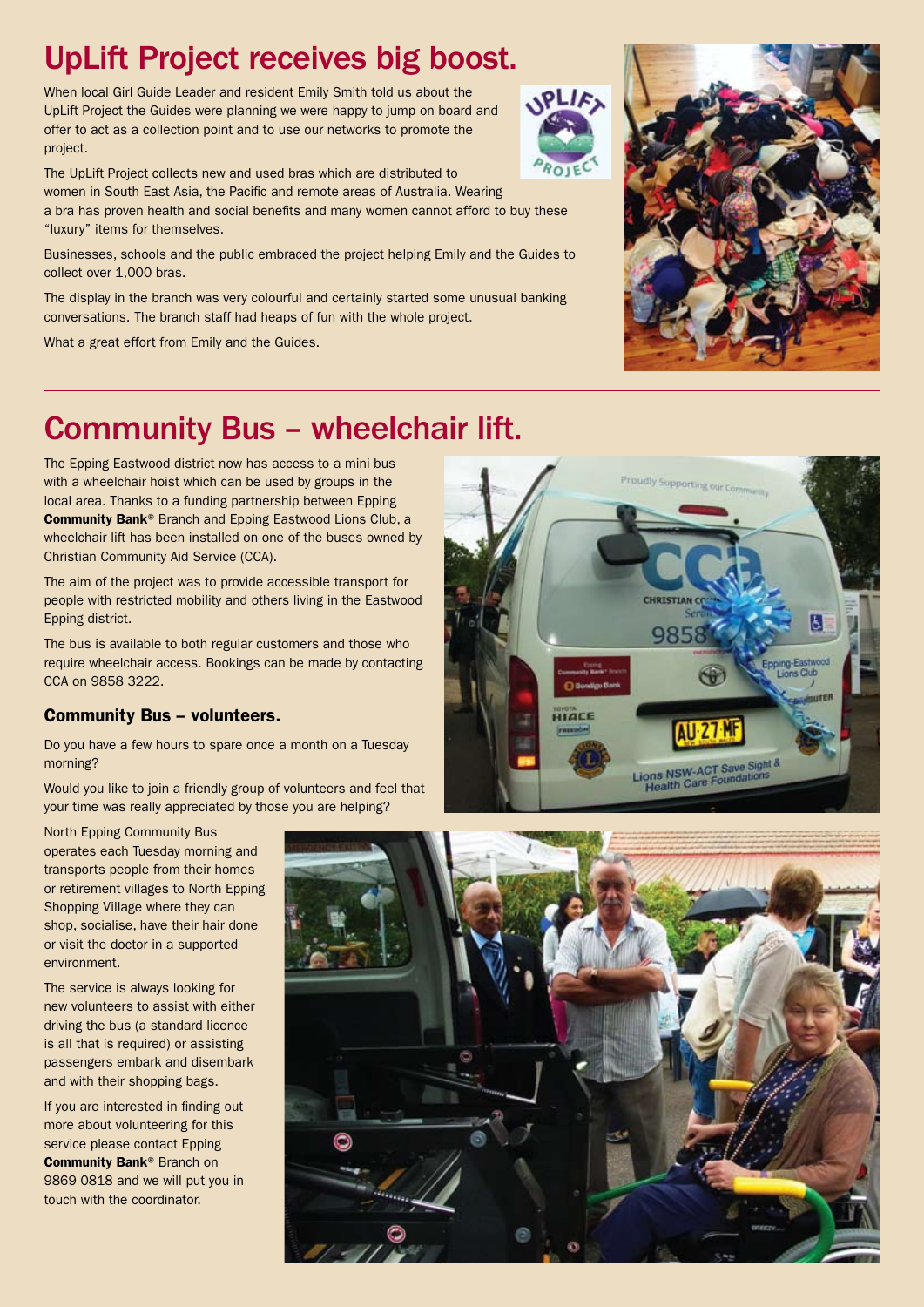# UpLift Project receives big boost.

When local Girl Guide Leader and resident Emily Smith told us about the UpLift Project the Guides were planning we were happy to jump on board and offer to act as a collection point and to use our networks to promote the project.

The UpLift Project collects new and used bras which are distributed to women in South East Asia, the Pacific and remote areas of Australia. Wearing a bra has proven health and social benefits and many women cannot afford to buy these "luxury" items for themselves.

Businesses, schools and the public embraced the project helping Emily and the Guides to collect over 1,000 bras.

The display in the branch was very colourful and certainly started some unusual banking conversations. The branch staff had heaps of fun with the whole project.

What a great effort from Emily and the Guides.

# Community Bus – wheelchair lift.

The Epping Eastwood district now has access to a mini bus with a wheelchair hoist which can be used by groups in the local area. Thanks to a funding partnership between Epping **Community Bank**® Branch and Epping Eastwood Lions Club, a wheelchair lift has been installed on one of the buses owned by Christian Community Aid Service (CCA).

The aim of the project was to provide accessible transport for people with restricted mobility and others living in the Eastwood Epping district.

The bus is available to both regular customers and those who require wheelchair access. Bookings can be made by contacting CCA on 9858 3222.

## Community Bus – volunteers.

Do you have a few hours to spare once a month on a Tuesday morning?

Would you like to join a friendly group of volunteers and feel that your time was really appreciated by those you are helping?

North Epping Community Bus operates each Tuesday morning and transports people from their homes or retirement villages to North Epping Shopping Village where they can shop, socialise, have their hair done or visit the doctor in a supported environment.

The service is always looking for new volunteers to assist with either driving the bus (a standard licence is all that is required) or assisting passengers embark and disembark and with their shopping bags.

If you are interested in finding out more about volunteering for this service please contact Epping **Community Bank**® Branch on 9869 0818 and we will put you in touch with the coordinator.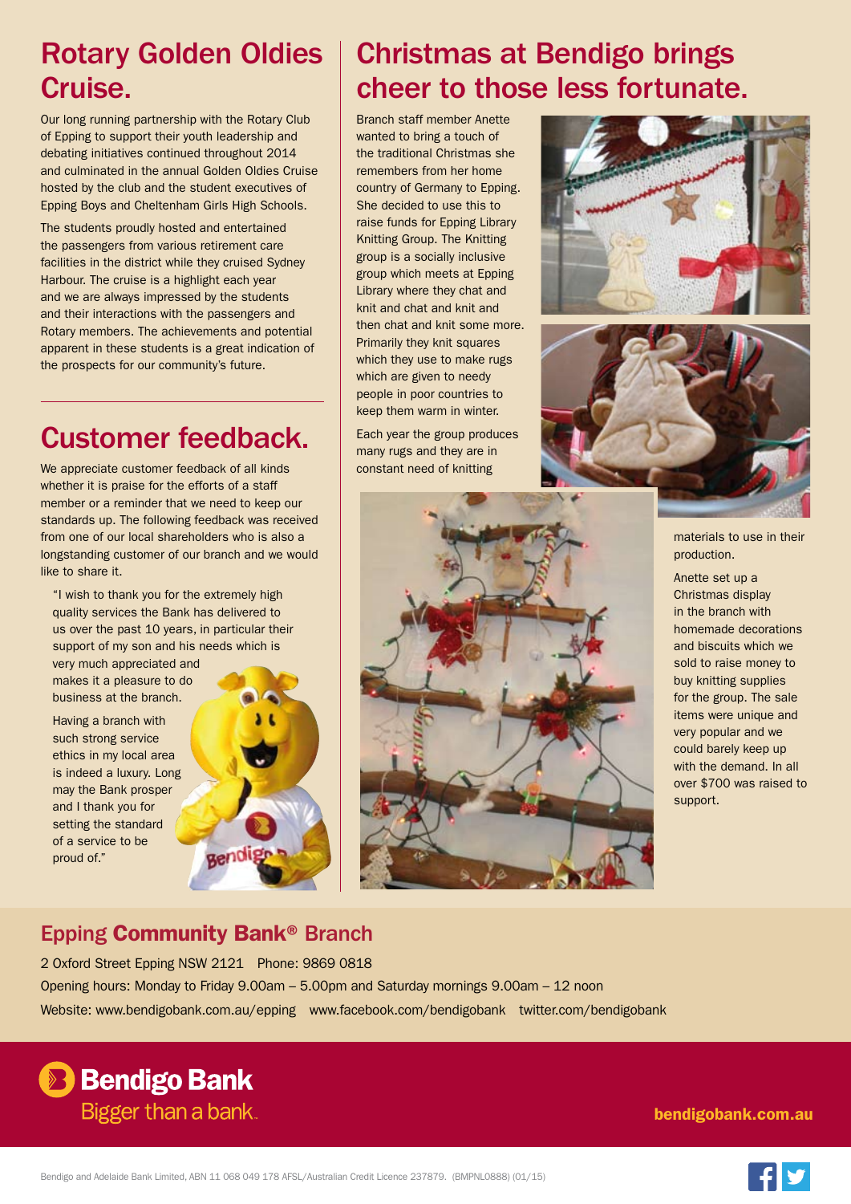## Rotary Golden Oldies Cruise.

Our long running partnership with the Rotary Club of Epping to support their youth leadership and debating initiatives continued throughout 2014 and culminated in the annual Golden Oldies Cruise hosted by the club and the student executives of Epping Boys and Cheltenham Girls High Schools.

The students proudly hosted and entertained the passengers from various retirement care facilities in the district while they cruised Sydney Harbour. The cruise is a highlight each year and we are always impressed by the students and their interactions with the passengers and Rotary members. The achievements and potential apparent in these students is a great indication of the prospects for our community's future.

## Customer feedback.

We appreciate customer feedback of all kinds whether it is praise for the efforts of a staff member or a reminder that we need to keep our standards up. The following feedback was received from one of our local shareholders who is also a longstanding customer of our branch and we would like to share it.

> "I wish to thank you for the extremely high quality services the Bank has delivered to us over the past 10 years, in particular their support of my son and his needs which is very much appreciated and makes it a pleasure to do business at the branch.
>
> Having a branch with such strong service ethics in my local area is indeed a luxury. Long may the Bank prosper and I thank you for setting the standard of a service to be proud of."

## Christmas at Bendigo brings cheer to those less fortunate.

Branch staff member Anette wanted to bring a touch of the traditional Christmas she remembers from her home country of Germany to Epping. She decided to use this to raise funds for Epping Library Knitting Group. The Knitting group is a socially inclusive group which meets at Epping Library where they chat and knit and chat and knit and then chat and knit some more. Primarily they knit squares which they use to make rugs which are given to needy people in poor countries to keep them warm in winter.

Each year the group produces many rugs and they are in constant need of knitting materials to use in their production.

Anette set up a Christmas display in the branch with homemade decorations and biscuits which we sold to raise money to buy knitting supplies for the group. The sale items were unique and very popular and we could barely keep up with the demand. In all over $700 was raised to support.

### Epping **Community Bank®** Branch

2 Oxford Street Epping NSW 2121 Phone: 9869 0818

Opening hours: Monday to Friday 9.00am – 5.00pm and Saturday mornings 9.00am – 12 noon

Website: www.bendigobank.com.au/epping www.facebook.com/bendigobank twitter.com/bendigobank

**Bendigo Bank**
Bigger than a bank.

bendigobank.com.au

Bendigo and Adelaide Bank Limited, ABN 11 068 049 178 AFSL/Australian Credit Licence 237879. (BMPNL0888) (01/15)